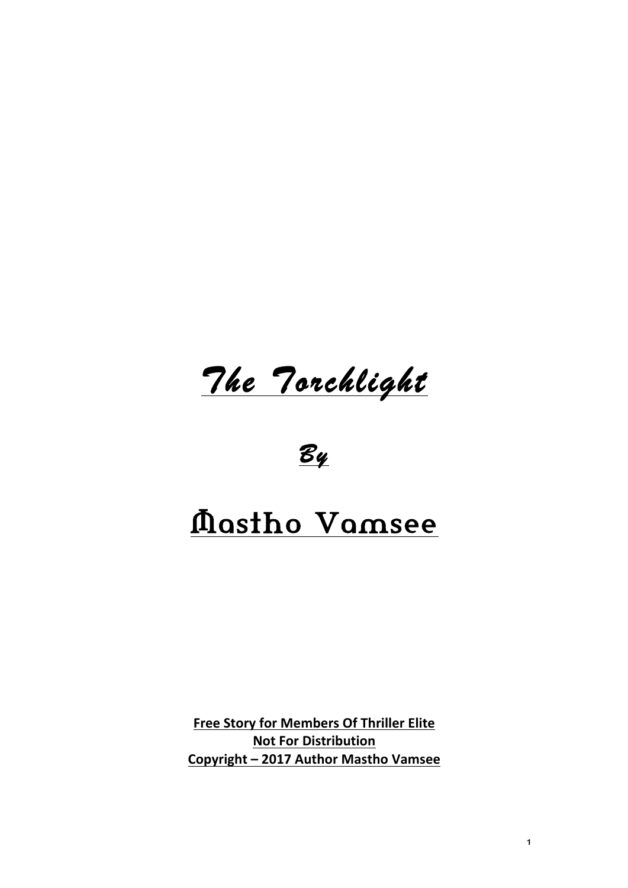# *The Torchlight*

*By*

# Mastho Vamsee

**Free Story for Members Of Thriller Elite**
**Not For Distribution**
**Copyright – 2017 Author Mastho Vamsee**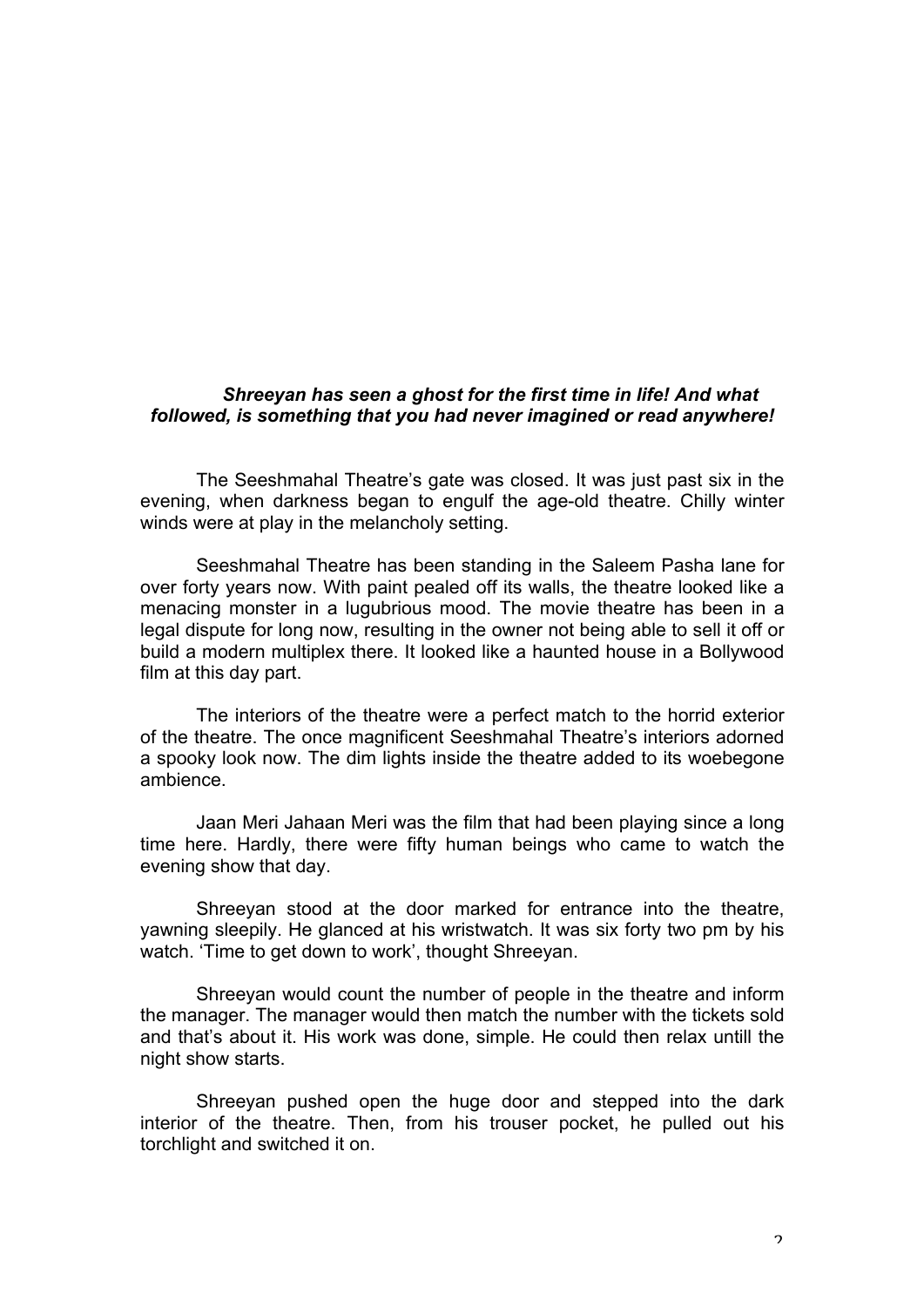***Shreeyan has seen a ghost for the first time in life! And what followed, is something that you had never imagined or read anywhere!***

The Seeshmahal Theatre's gate was closed. It was just past six in the evening, when darkness began to engulf the age-old theatre. Chilly winter winds were at play in the melancholy setting.

Seeshmahal Theatre has been standing in the Saleem Pasha lane for over forty years now. With paint pealed off its walls, the theatre looked like a menacing monster in a lugubrious mood. The movie theatre has been in a legal dispute for long now, resulting in the owner not being able to sell it off or build a modern multiplex there. It looked like a haunted house in a Bollywood film at this day part.

The interiors of the theatre were a perfect match to the horrid exterior of the theatre. The once magnificent Seeshmahal Theatre's interiors adorned a spooky look now. The dim lights inside the theatre added to its woebegone ambience.

Jaan Meri Jahaan Meri was the film that had been playing since a long time here. Hardly, there were fifty human beings who came to watch the evening show that day.

Shreeyan stood at the door marked for entrance into the theatre, yawning sleepily. He glanced at his wristwatch. It was six forty two pm by his watch. 'Time to get down to work', thought Shreeyan.

Shreeyan would count the number of people in the theatre and inform the manager. The manager would then match the number with the tickets sold and that's about it. His work was done, simple. He could then relax untill the night show starts.

Shreeyan pushed open the huge door and stepped into the dark interior of the theatre. Then, from his trouser pocket, he pulled out his torchlight and switched it on.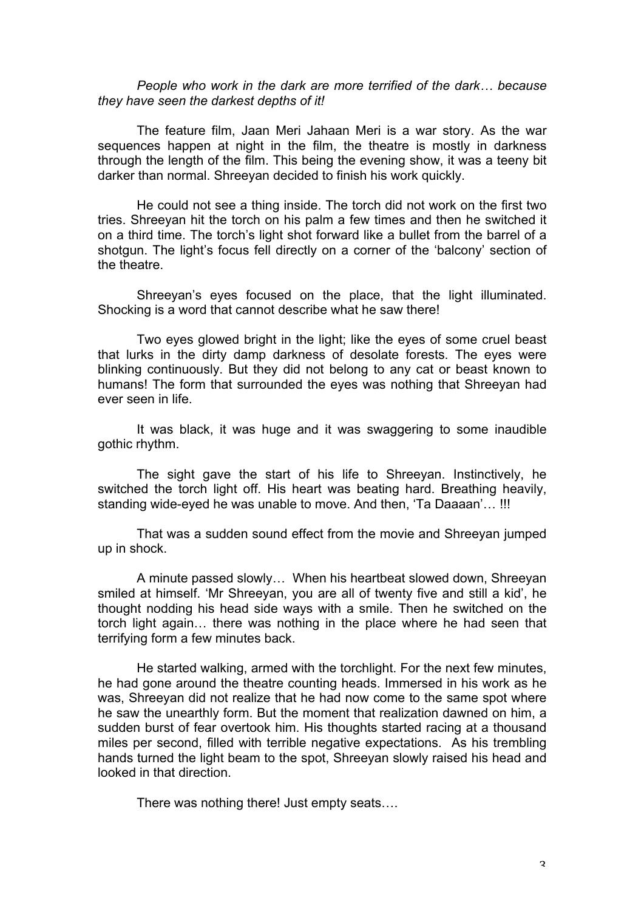*People who work in the dark are more terrified of the dark… because they have seen the darkest depths of it!*

The feature film, Jaan Meri Jahaan Meri is a war story. As the war sequences happen at night in the film, the theatre is mostly in darkness through the length of the film. This being the evening show, it was a teeny bit darker than normal. Shreeyan decided to finish his work quickly.

He could not see a thing inside. The torch did not work on the first two tries. Shreeyan hit the torch on his palm a few times and then he switched it on a third time. The torch's light shot forward like a bullet from the barrel of a shotgun. The light's focus fell directly on a corner of the 'balcony' section of the theatre.

Shreeyan's eyes focused on the place, that the light illuminated. Shocking is a word that cannot describe what he saw there!

Two eyes glowed bright in the light; like the eyes of some cruel beast that lurks in the dirty damp darkness of desolate forests. The eyes were blinking continuously. But they did not belong to any cat or beast known to humans! The form that surrounded the eyes was nothing that Shreeyan had ever seen in life.

It was black, it was huge and it was swaggering to some inaudible gothic rhythm.

The sight gave the start of his life to Shreeyan. Instinctively, he switched the torch light off. His heart was beating hard. Breathing heavily, standing wide-eyed he was unable to move. And then, 'Ta Daaaan'… !!!

That was a sudden sound effect from the movie and Shreeyan jumped up in shock.

A minute passed slowly… When his heartbeat slowed down, Shreeyan smiled at himself. 'Mr Shreeyan, you are all of twenty five and still a kid', he thought nodding his head side ways with a smile. Then he switched on the torch light again… there was nothing in the place where he had seen that terrifying form a few minutes back.

He started walking, armed with the torchlight. For the next few minutes, he had gone around the theatre counting heads. Immersed in his work as he was, Shreeyan did not realize that he had now come to the same spot where he saw the unearthly form. But the moment that realization dawned on him, a sudden burst of fear overtook him. His thoughts started racing at a thousand miles per second, filled with terrible negative expectations. As his trembling hands turned the light beam to the spot, Shreeyan slowly raised his head and looked in that direction.

There was nothing there! Just empty seats….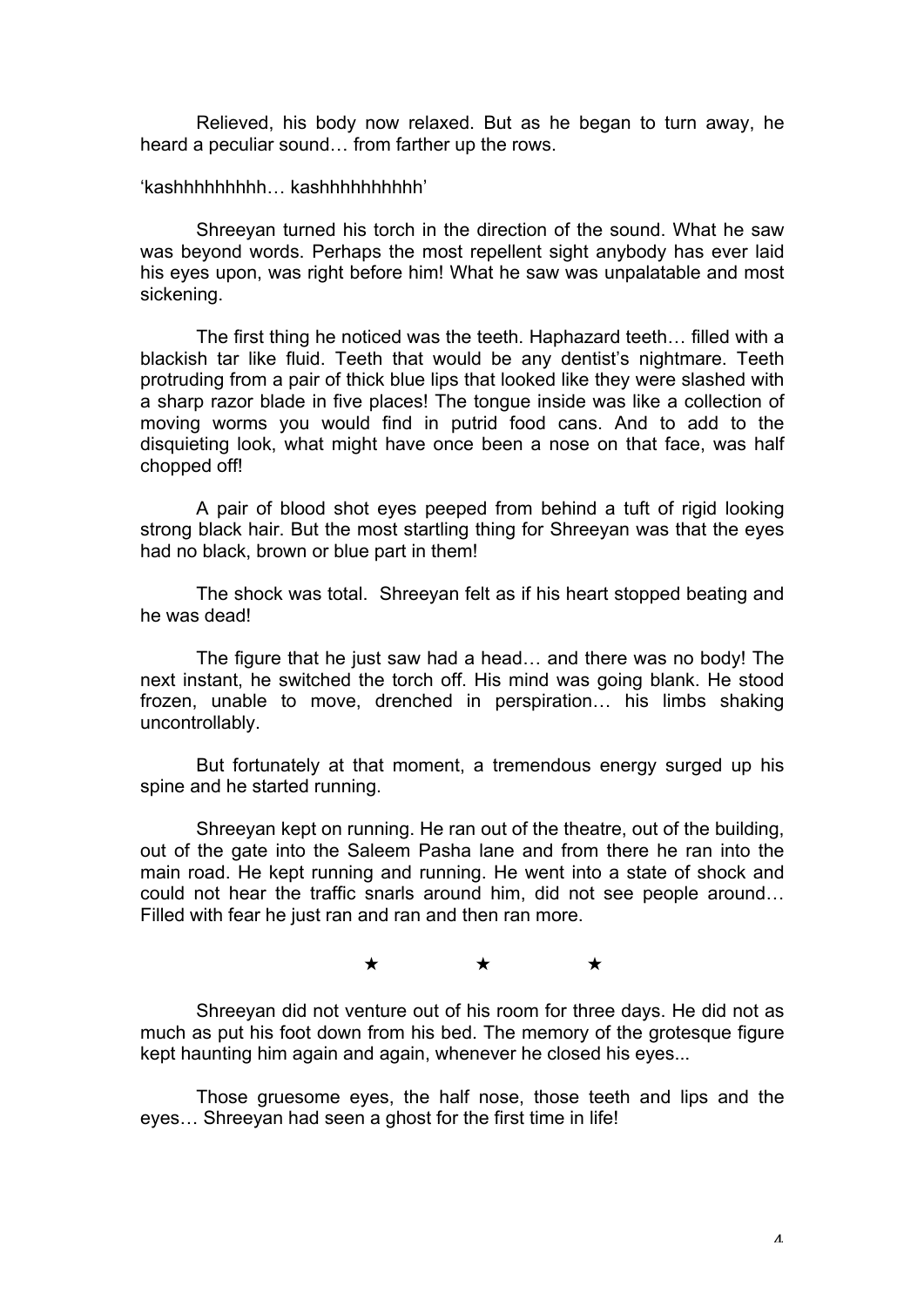Relieved, his body now relaxed. But as he began to turn away, he heard a peculiar sound… from farther up the rows.

'kashhhhhhhhh… kashhhhhhhhhh'

Shreeyan turned his torch in the direction of the sound. What he saw was beyond words. Perhaps the most repellent sight anybody has ever laid his eyes upon, was right before him! What he saw was unpalatable and most sickening.

The first thing he noticed was the teeth. Haphazard teeth… filled with a blackish tar like fluid. Teeth that would be any dentist's nightmare. Teeth protruding from a pair of thick blue lips that looked like they were slashed with a sharp razor blade in five places! The tongue inside was like a collection of moving worms you would find in putrid food cans. And to add to the disquieting look, what might have once been a nose on that face, was half chopped off!

A pair of blood shot eyes peeped from behind a tuft of rigid looking strong black hair. But the most startling thing for Shreeyan was that the eyes had no black, brown or blue part in them!

The shock was total. Shreeyan felt as if his heart stopped beating and he was dead!

The figure that he just saw had a head… and there was no body! The next instant, he switched the torch off. His mind was going blank. He stood frozen, unable to move, drenched in perspiration… his limbs shaking uncontrollably.

But fortunately at that moment, a tremendous energy surged up his spine and he started running.

Shreeyan kept on running. He ran out of the theatre, out of the building, out of the gate into the Saleem Pasha lane and from there he ran into the main road. He kept running and running. He went into a state of shock and could not hear the traffic snarls around him, did not see people around… Filled with fear he just ran and ran and then ran more.

★ ★ ★

Shreeyan did not venture out of his room for three days. He did not as much as put his foot down from his bed. The memory of the grotesque figure kept haunting him again and again, whenever he closed his eyes...

Those gruesome eyes, the half nose, those teeth and lips and the eyes… Shreeyan had seen a ghost for the first time in life!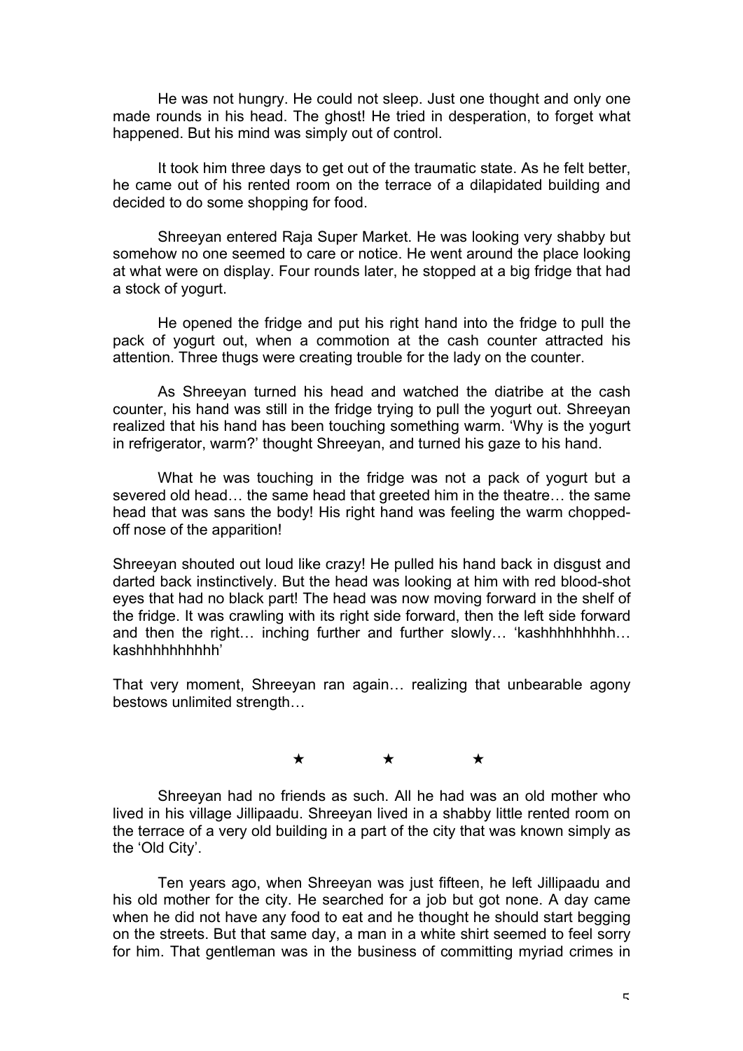He was not hungry. He could not sleep. Just one thought and only one made rounds in his head. The ghost! He tried in desperation, to forget what happened. But his mind was simply out of control.

It took him three days to get out of the traumatic state. As he felt better, he came out of his rented room on the terrace of a dilapidated building and decided to do some shopping for food.

Shreeyan entered Raja Super Market. He was looking very shabby but somehow no one seemed to care or notice. He went around the place looking at what were on display. Four rounds later, he stopped at a big fridge that had a stock of yogurt.

He opened the fridge and put his right hand into the fridge to pull the pack of yogurt out, when a commotion at the cash counter attracted his attention. Three thugs were creating trouble for the lady on the counter.

As Shreeyan turned his head and watched the diatribe at the cash counter, his hand was still in the fridge trying to pull the yogurt out. Shreeyan realized that his hand has been touching something warm. 'Why is the yogurt in refrigerator, warm?' thought Shreeyan, and turned his gaze to his hand.

What he was touching in the fridge was not a pack of yogurt but a severed old head… the same head that greeted him in the theatre… the same head that was sans the body! His right hand was feeling the warm chopped-off nose of the apparition!

Shreeyan shouted out loud like crazy! He pulled his hand back in disgust and darted back instinctively. But the head was looking at him with red blood-shot eyes that had no black part! The head was now moving forward in the shelf of the fridge. It was crawling with its right side forward, then the left side forward and then the right… inching further and further slowly… 'kashhhhhhhhh… kashhhhhhhhhh'

That very moment, Shreeyan ran again… realizing that unbearable agony bestows unlimited strength…

★ ★ ★

Shreeyan had no friends as such. All he had was an old mother who lived in his village Jillipaadu. Shreeyan lived in a shabby little rented room on the terrace of a very old building in a part of the city that was known simply as the 'Old City'.

Ten years ago, when Shreeyan was just fifteen, he left Jillipaadu and his old mother for the city. He searched for a job but got none. A day came when he did not have any food to eat and he thought he should start begging on the streets. But that same day, a man in a white shirt seemed to feel sorry for him. That gentleman was in the business of committing myriad crimes in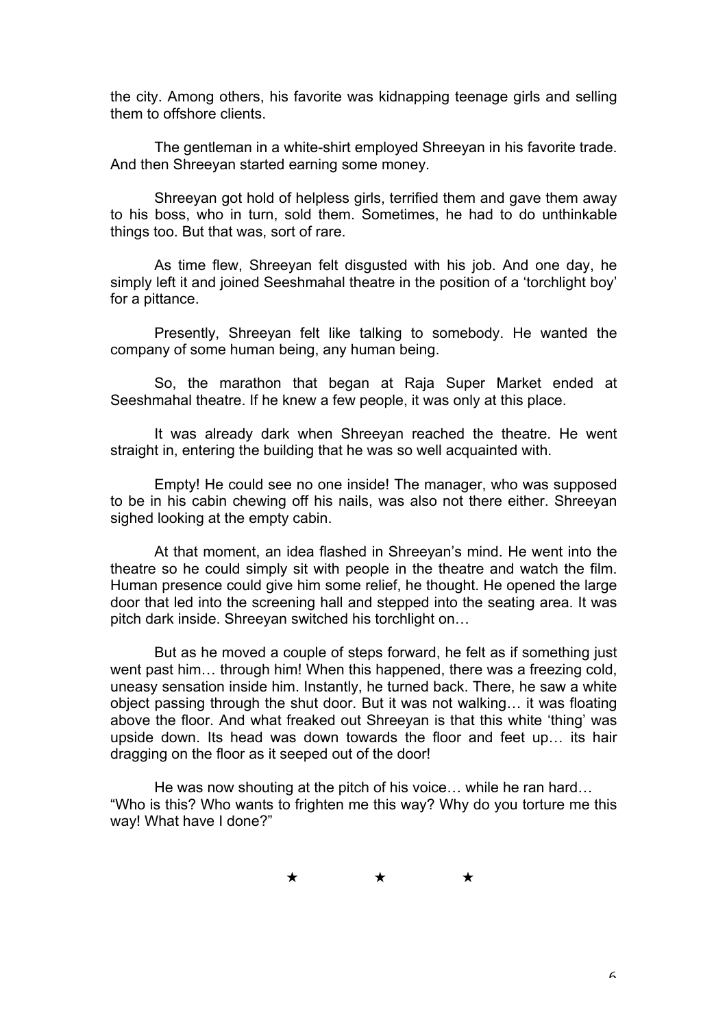the city. Among others, his favorite was kidnapping teenage girls and selling them to offshore clients.

The gentleman in a white-shirt employed Shreeyan in his favorite trade. And then Shreeyan started earning some money.

Shreeyan got hold of helpless girls, terrified them and gave them away to his boss, who in turn, sold them. Sometimes, he had to do unthinkable things too. But that was, sort of rare.

As time flew, Shreeyan felt disgusted with his job. And one day, he simply left it and joined Seeshmahal theatre in the position of a 'torchlight boy' for a pittance.

Presently, Shreeyan felt like talking to somebody. He wanted the company of some human being, any human being.

So, the marathon that began at Raja Super Market ended at Seeshmahal theatre. If he knew a few people, it was only at this place.

It was already dark when Shreeyan reached the theatre. He went straight in, entering the building that he was so well acquainted with.

Empty! He could see no one inside! The manager, who was supposed to be in his cabin chewing off his nails, was also not there either. Shreeyan sighed looking at the empty cabin.

At that moment, an idea flashed in Shreeyan's mind. He went into the theatre so he could simply sit with people in the theatre and watch the film. Human presence could give him some relief, he thought. He opened the large door that led into the screening hall and stepped into the seating area. It was pitch dark inside. Shreeyan switched his torchlight on…

But as he moved a couple of steps forward, he felt as if something just went past him… through him! When this happened, there was a freezing cold, uneasy sensation inside him. Instantly, he turned back. There, he saw a white object passing through the shut door. But it was not walking… it was floating above the floor. And what freaked out Shreeyan is that this white 'thing' was upside down. Its head was down towards the floor and feet up… its hair dragging on the floor as it seeped out of the door!

He was now shouting at the pitch of his voice… while he ran hard… "Who is this? Who wants to frighten me this way? Why do you torture me this way! What have I done?"

★ ★ ★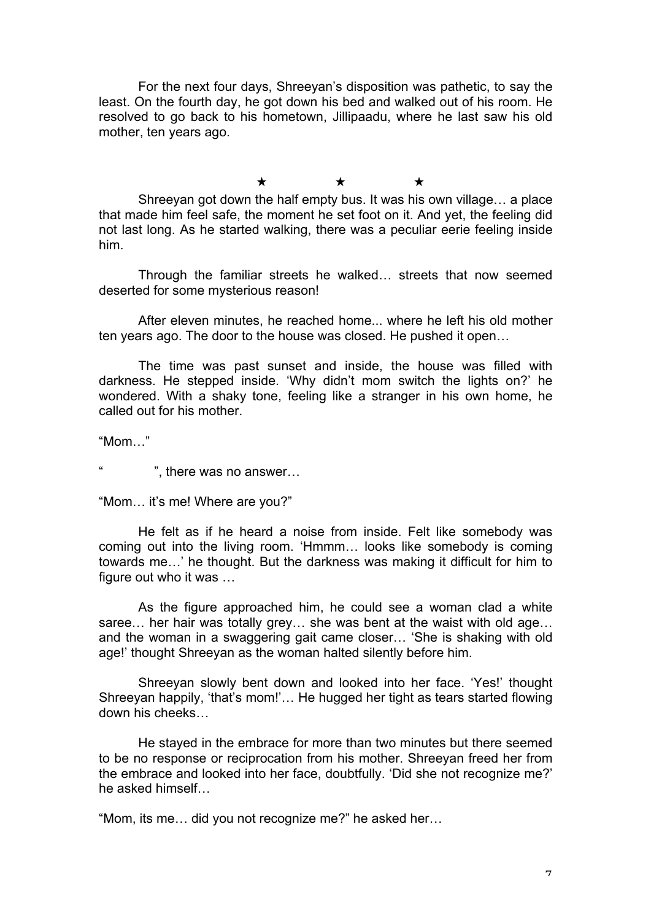For the next four days, Shreeyan's disposition was pathetic, to say the least. On the fourth day, he got down his bed and walked out of his room. He resolved to go back to his hometown, Jillipaadu, where he last saw his old mother, ten years ago.

★ ★ ★

Shreeyan got down the half empty bus. It was his own village… a place that made him feel safe, the moment he set foot on it. And yet, the feeling did not last long. As he started walking, there was a peculiar eerie feeling inside him.

Through the familiar streets he walked… streets that now seemed deserted for some mysterious reason!

After eleven minutes, he reached home... where he left his old mother ten years ago. The door to the house was closed. He pushed it open…

The time was past sunset and inside, the house was filled with darkness. He stepped inside. 'Why didn't mom switch the lights on?' he wondered. With a shaky tone, feeling like a stranger in his own home, he called out for his mother.

"Mom…"

"     ", there was no answer…

"Mom… it's me! Where are you?"

He felt as if he heard a noise from inside. Felt like somebody was coming out into the living room. 'Hmmm… looks like somebody is coming towards me…' he thought. But the darkness was making it difficult for him to figure out who it was …

As the figure approached him, he could see a woman clad a white saree… her hair was totally grey… she was bent at the waist with old age… and the woman in a swaggering gait came closer… 'She is shaking with old age!' thought Shreeyan as the woman halted silently before him.

Shreeyan slowly bent down and looked into her face. 'Yes!' thought Shreeyan happily, 'that's mom!'… He hugged her tight as tears started flowing down his cheeks…

He stayed in the embrace for more than two minutes but there seemed to be no response or reciprocation from his mother. Shreeyan freed her from the embrace and looked into her face, doubtfully. 'Did she not recognize me?' he asked himself…

"Mom, its me… did you not recognize me?" he asked her…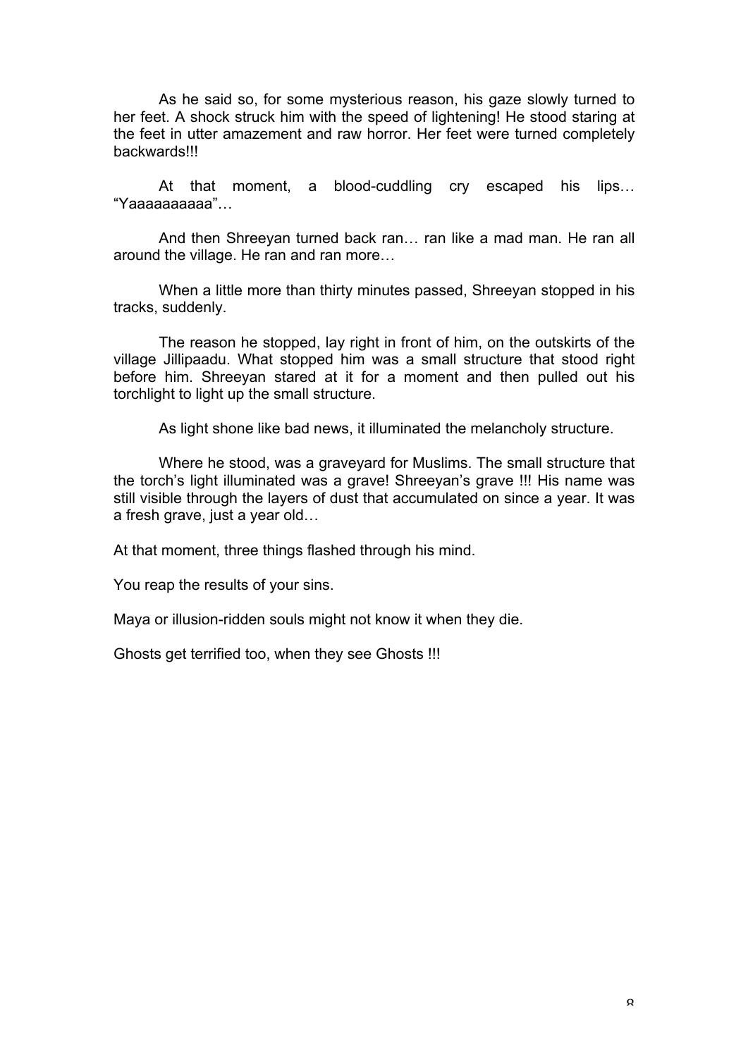As he said so, for some mysterious reason, his gaze slowly turned to her feet. A shock struck him with the speed of lightening! He stood staring at the feet in utter amazement and raw horror. Her feet were turned completely backwards!!!

At that moment, a blood-cuddling cry escaped his lips… "Yaaaaaaaaaa"…

And then Shreeyan turned back ran… ran like a mad man. He ran all around the village. He ran and ran more…

When a little more than thirty minutes passed, Shreeyan stopped in his tracks, suddenly.

The reason he stopped, lay right in front of him, on the outskirts of the village Jillipaadu. What stopped him was a small structure that stood right before him. Shreeyan stared at it for a moment and then pulled out his torchlight to light up the small structure.

As light shone like bad news, it illuminated the melancholy structure.

Where he stood, was a graveyard for Muslims. The small structure that the torch's light illuminated was a grave! Shreeyan's grave !!! His name was still visible through the layers of dust that accumulated on since a year. It was a fresh grave, just a year old…

At that moment, three things flashed through his mind.

You reap the results of your sins.

Maya or illusion-ridden souls might not know it when they die.

Ghosts get terrified too, when they see Ghosts !!!